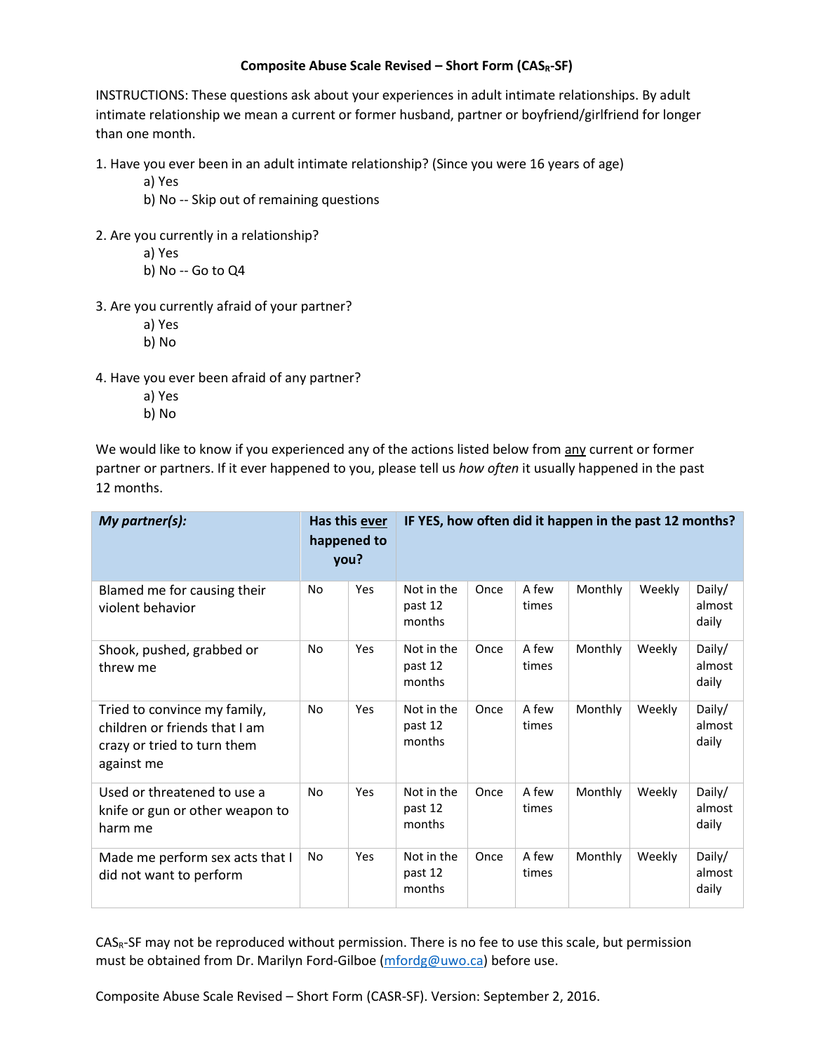**Composite Abuse Scale Revised – Short Form ($CAS_R$-SF)**

INSTRUCTIONS: These questions ask about your experiences in adult intimate relationships. By adult intimate relationship we mean a current or former husband, partner or boyfriend/girlfriend for longer than one month.

1. Have you ever been in an adult intimate relationship? (Since you were 16 years of age)
   a) Yes
   b) No -- Skip out of remaining questions

2. Are you currently in a relationship?
   a) Yes
   b) No -- Go to Q4

3. Are you currently afraid of your partner?
   a) Yes
   b) No

4. Have you ever been afraid of any partner?
   a) Yes
   b) No

We would like to know if you experienced any of the actions listed below from <u>any</u> current or former partner or partners. If it ever happened to you, please tell us *how often* it usually happened in the past 12 months.

| ***My partner(s):*** | **Has this <u>ever</u> happened to you?** | | **IF YES, how often did it happen in the past 12 months?** | | | | | |
|---|---|---|---|---|---|---|---|---|
| Blamed me for causing their violent behavior | No | Yes | Not in the past 12 months | Once | A few times | Monthly | Weekly | Daily/ almost daily |
| Shook, pushed, grabbed or threw me | No | Yes | Not in the past 12 months | Once | A few times | Monthly | Weekly | Daily/ almost daily |
| Tried to convince my family, children or friends that I am crazy or tried to turn them against me | No | Yes | Not in the past 12 months | Once | A few times | Monthly | Weekly | Daily/ almost daily |
| Used or threatened to use a knife or gun or other weapon to harm me | No | Yes | Not in the past 12 months | Once | A few times | Monthly | Weekly | Daily/ almost daily |
| Made me perform sex acts that I did not want to perform | No | Yes | Not in the past 12 months | Once | A few times | Monthly | Weekly | Daily/ almost daily |

$CAS_R$-SF may not be reproduced without permission. There is no fee to use this scale, but permission must be obtained from Dr. Marilyn Ford-Gilboe (mfordg@uwo.ca) before use.

Composite Abuse Scale Revised – Short Form (CASR-SF). Version: September 2, 2016.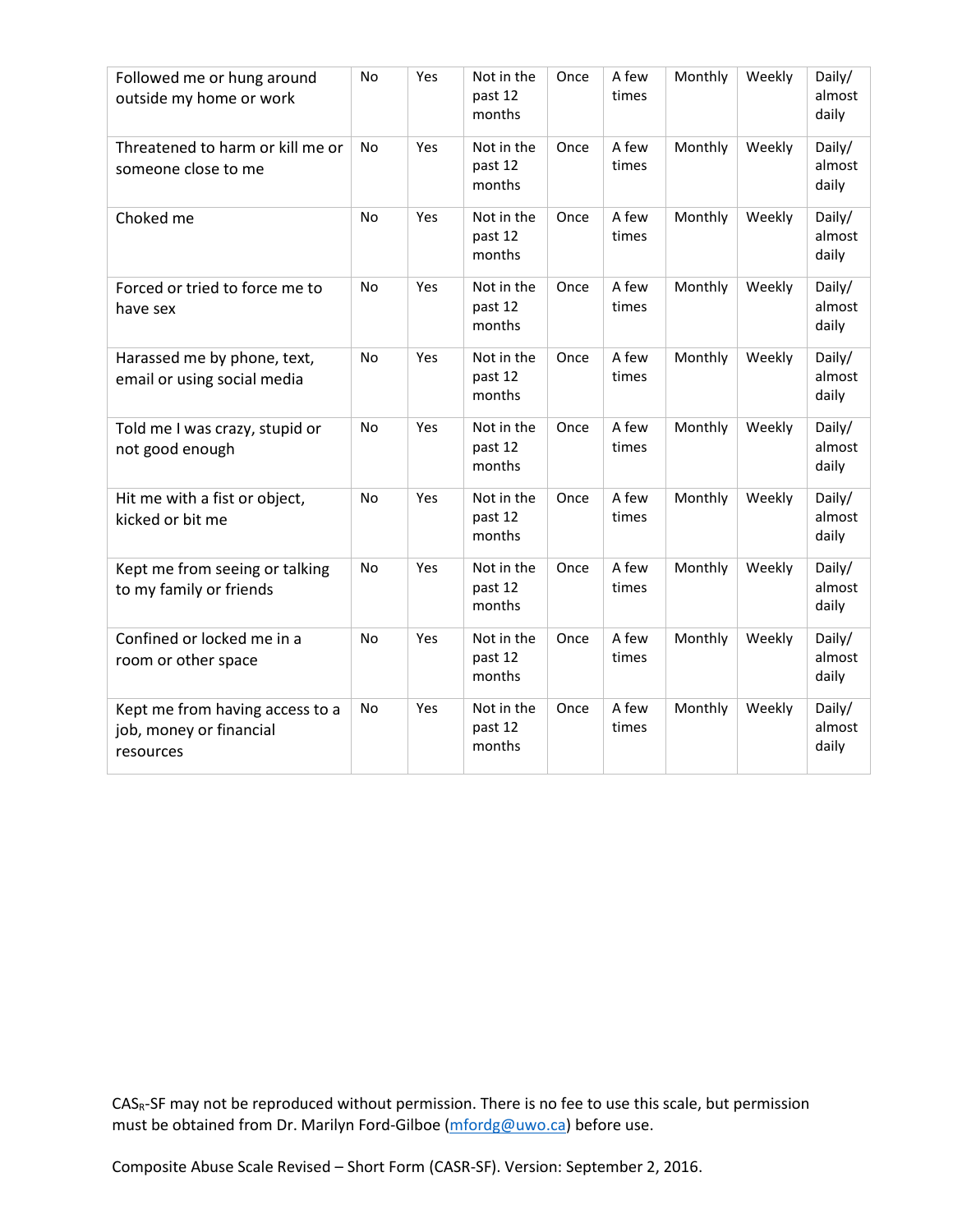| | | | | | | | | |
|---|---|---|---|---|---|---|---|---|
| Followed me or hung around outside my home or work | No | Yes | Not in the past 12 months | Once | A few times | Monthly | Weekly | Daily/ almost daily |
| Threatened to harm or kill me or someone close to me | No | Yes | Not in the past 12 months | Once | A few times | Monthly | Weekly | Daily/ almost daily |
| Choked me | No | Yes | Not in the past 12 months | Once | A few times | Monthly | Weekly | Daily/ almost daily |
| Forced or tried to force me to have sex | No | Yes | Not in the past 12 months | Once | A few times | Monthly | Weekly | Daily/ almost daily |
| Harassed me by phone, text, email or using social media | No | Yes | Not in the past 12 months | Once | A few times | Monthly | Weekly | Daily/ almost daily |
| Told me I was crazy, stupid or not good enough | No | Yes | Not in the past 12 months | Once | A few times | Monthly | Weekly | Daily/ almost daily |
| Hit me with a fist or object, kicked or bit me | No | Yes | Not in the past 12 months | Once | A few times | Monthly | Weekly | Daily/ almost daily |
| Kept me from seeing or talking to my family or friends | No | Yes | Not in the past 12 months | Once | A few times | Monthly | Weekly | Daily/ almost daily |
| Confined or locked me in a room or other space | No | Yes | Not in the past 12 months | Once | A few times | Monthly | Weekly | Daily/ almost daily |
| Kept me from having access to a job, money or financial resources | No | Yes | Not in the past 12 months | Once | A few times | Monthly | Weekly | Daily/ almost daily |

$CAS_R$-SF may not be reproduced without permission. There is no fee to use this scale, but permission must be obtained from Dr. Marilyn Ford-Gilboe (mfordg@uwo.ca) before use.

Composite Abuse Scale Revised – Short Form (CASR-SF). Version: September 2, 2016.